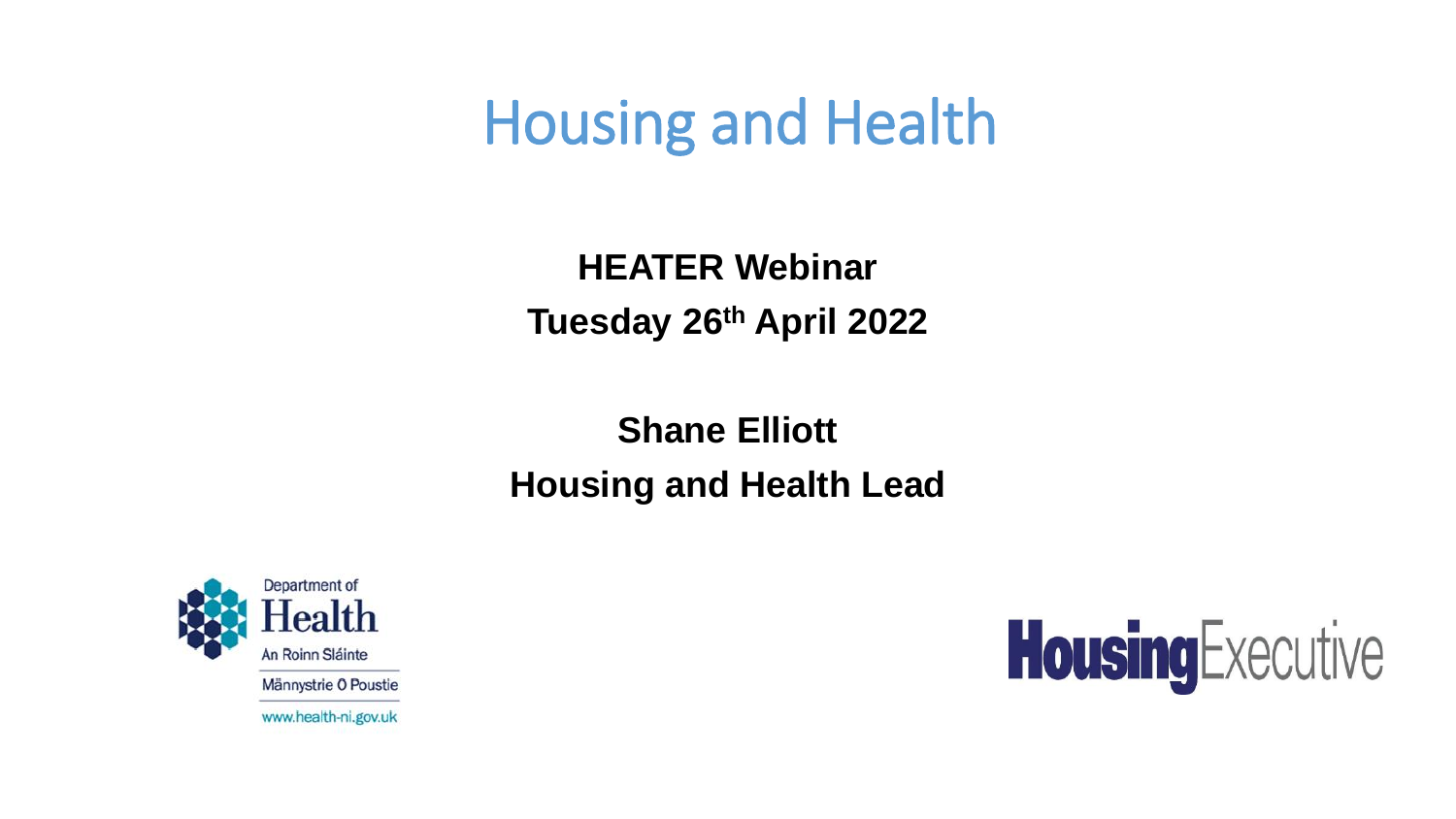# Housing and Health

**HEATER Webinar**

**Tuesday 26th April 2022**

**Shane Elliott**

**Housing and Health Lead**

Department of Health

An Roinn Sláinte

Männystrie O Poustie

www.health-ni.gov.uk

Housing Executive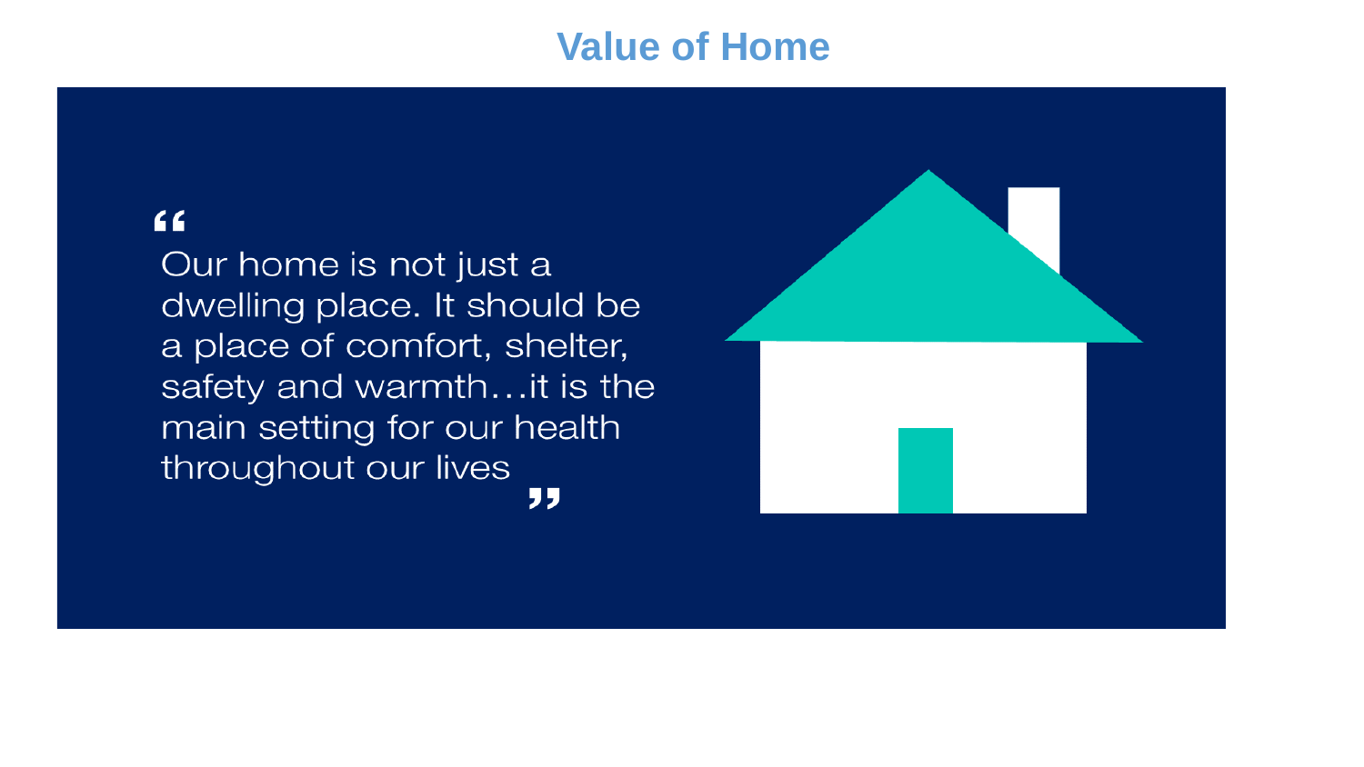# Value of Home

> "Our home is not just a dwelling place. It should be a place of comfort, shelter, safety and warmth…it is the main setting for our health throughout our lives"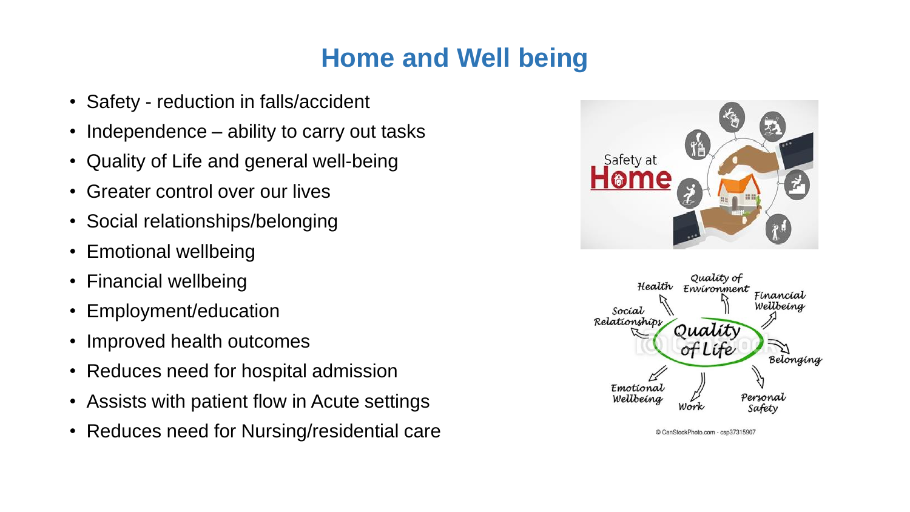# Home and Well being

- Safety - reduction in falls/accident
- Independence – ability to carry out tasks
- Quality of Life and general well-being
- Greater control over our lives
- Social relationships/belonging
- Emotional wellbeing
- Financial wellbeing
- Employment/education
- Improved health outcomes
- Reduces need for hospital admission
- Assists with patient flow in Acute settings
- Reduces need for Nursing/residential care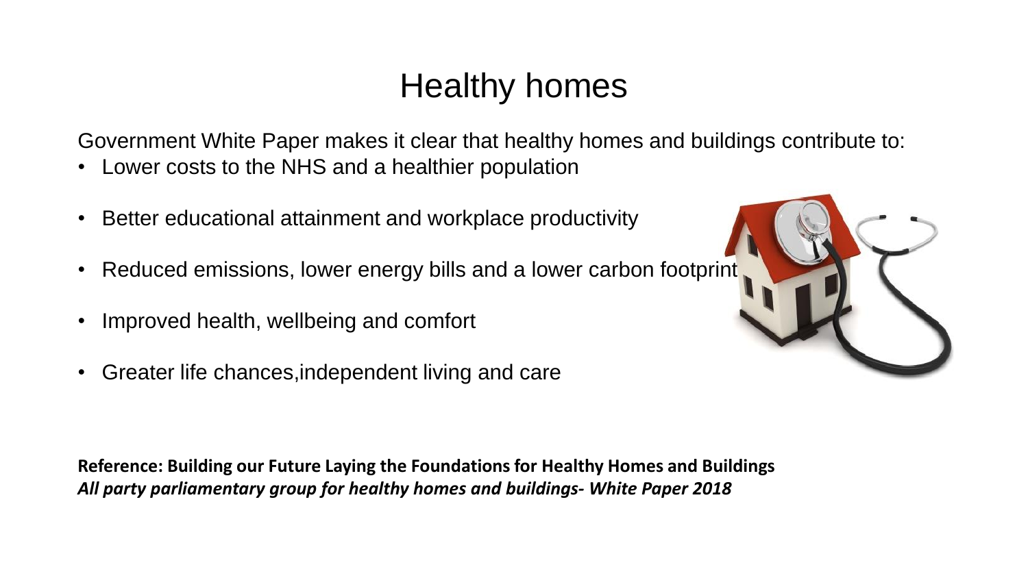# Healthy homes

Government White Paper makes it clear that healthy homes and buildings contribute to:

- Lower costs to the NHS and a healthier population
- Better educational attainment and workplace productivity
- Reduced emissions, lower energy bills and a lower carbon footprint
- Improved health, wellbeing and comfort
- Greater life chances,independent living and care

**Reference: Building our Future Laying the Foundations for Healthy Homes and Buildings**
***All party parliamentary group for healthy homes and buildings- White Paper 2018***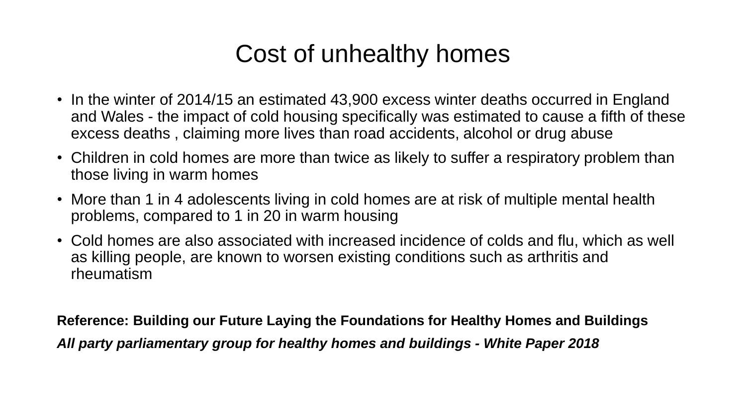# Cost of unhealthy homes

- In the winter of 2014/15 an estimated 43,900 excess winter deaths occurred in England and Wales - the impact of cold housing specifically was estimated to cause a fifth of these excess deaths , claiming more lives than road accidents, alcohol or drug abuse
- Children in cold homes are more than twice as likely to suffer a respiratory problem than those living in warm homes
- More than 1 in 4 adolescents living in cold homes are at risk of multiple mental health problems, compared to 1 in 20 in warm housing
- Cold homes are also associated with increased incidence of colds and flu, which as well as killing people, are known to worsen existing conditions such as arthritis and rheumatism

**Reference: Building our Future Laying the Foundations for Healthy Homes and Buildings**

***All party parliamentary group for healthy homes and buildings - White Paper 2018***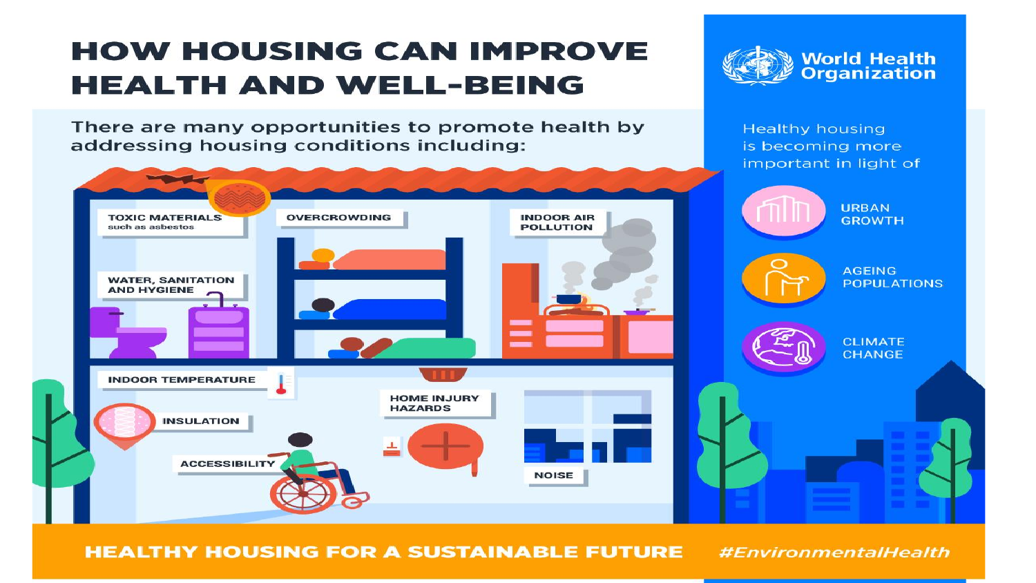# HOW HOUSING CAN IMPROVE HEALTH AND WELL-BEING

There are many opportunities to promote health by addressing housing conditions including:

- TOXIC MATERIALS such as asbestos
- OVERCROWDING
- INDOOR AIR POLLUTION
- WATER, SANITATION AND HYGIENE
- INDOOR TEMPERATURE
- INSULATION
- ACCESSIBILITY
- HOME INJURY HAZARDS
- NOISE

World Health Organization

Healthy housing is becoming more important in light of

- URBAN GROWTH
- AGEING POPULATIONS
- CLIMATE CHANGE

**HEALTHY HOUSING FOR A SUSTAINABLE FUTURE** #EnvironmentalHealth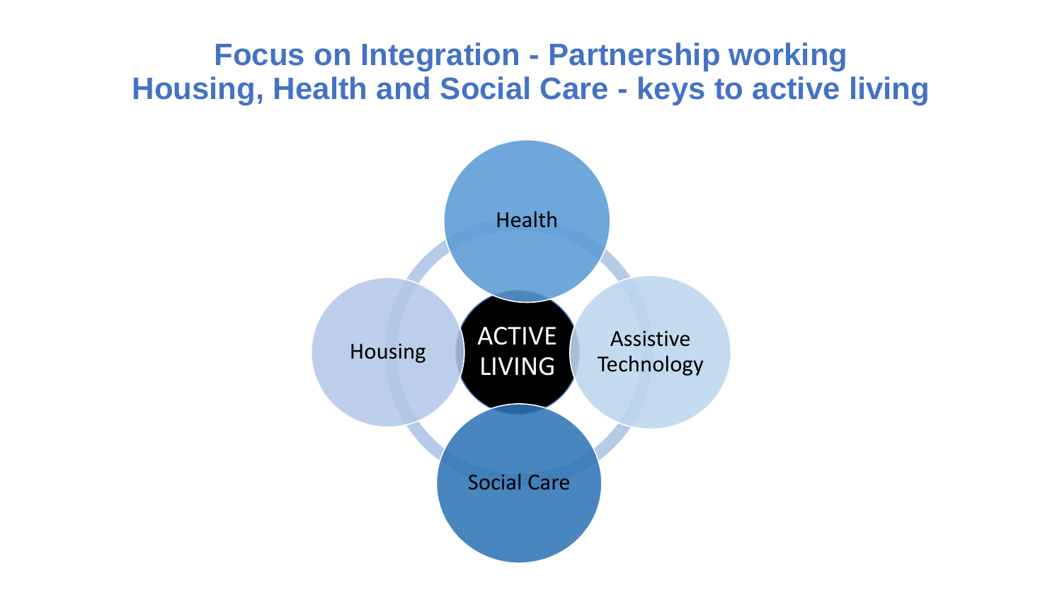# Focus on Integration - Partnership working
# Housing, Health and Social Care - keys to active living

- Health
- Housing
- ACTIVE LIVING
- Assistive Technology
- Social Care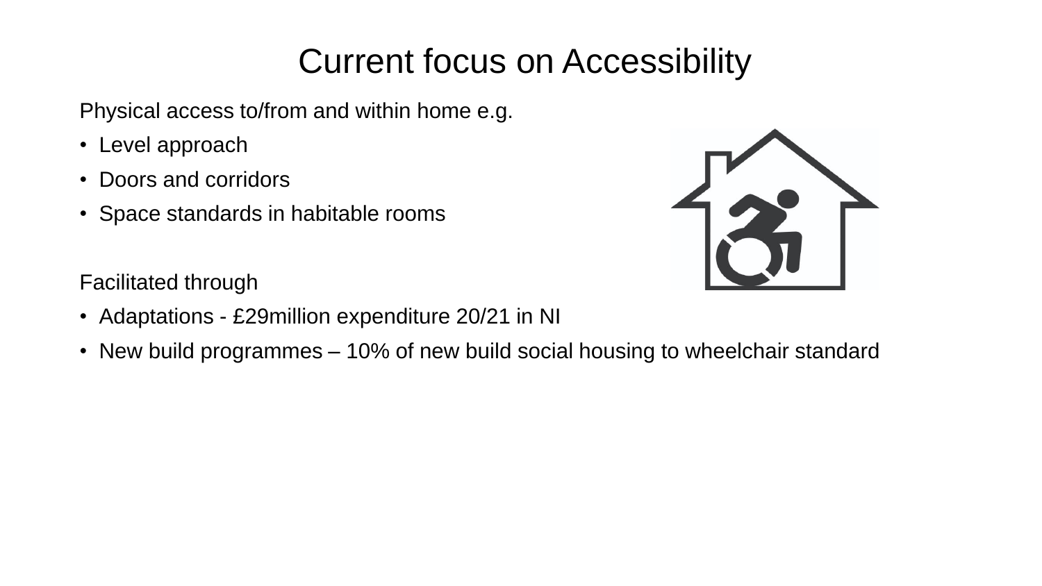# Current focus on Accessibility

Physical access to/from and within home e.g.

- Level approach
- Doors and corridors
- Space standards in habitable rooms

Facilitated through

- Adaptations - £29million expenditure 20/21 in NI
- New build programmes – 10% of new build social housing to wheelchair standard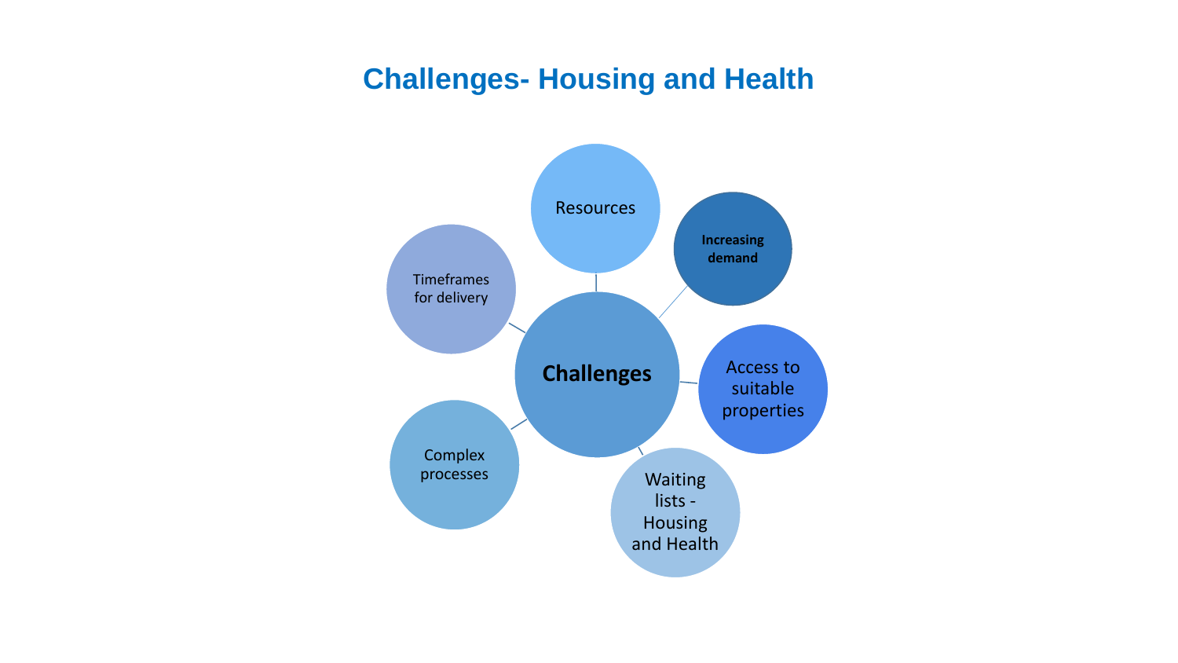# Challenges- Housing and Health

**Challenges**

- Resources
- Increasing demand
- Access to suitable properties
- Waiting lists - Housing and Health
- Complex processes
- Timeframes for delivery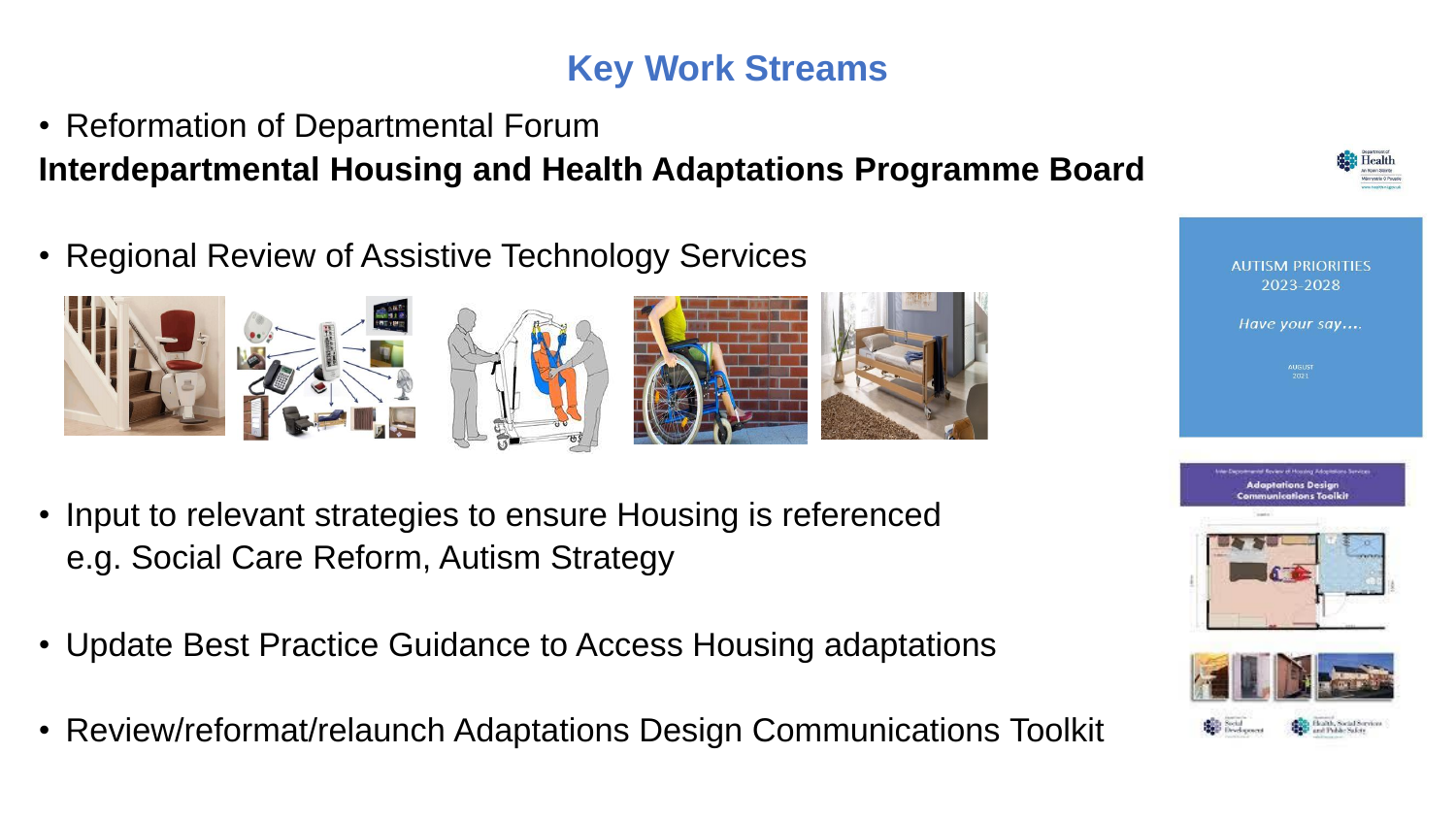# Key Work Streams

- Reformation of Departmental Forum

**Interdepartmental Housing and Health Adaptations Programme Board**

- Regional Review of Assistive Technology Services

- Input to relevant strategies to ensure Housing is referenced e.g. Social Care Reform, Autism Strategy

- Update Best Practice Guidance to Access Housing adaptations

- Review/reformat/relaunch Adaptations Design Communications Toolkit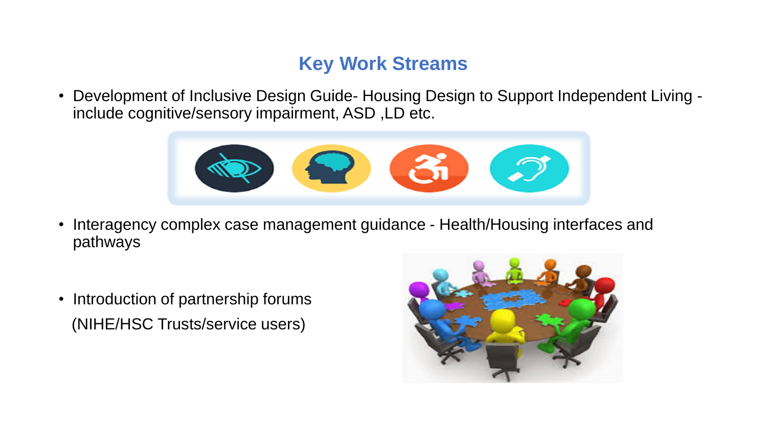## Key Work Streams

- Development of Inclusive Design Guide- Housing Design to Support Independent Living - include cognitive/sensory impairment, ASD ,LD etc.

- Interagency complex case management guidance - Health/Housing interfaces and pathways

- Introduction of partnership forums
  (NIHE/HSC Trusts/service users)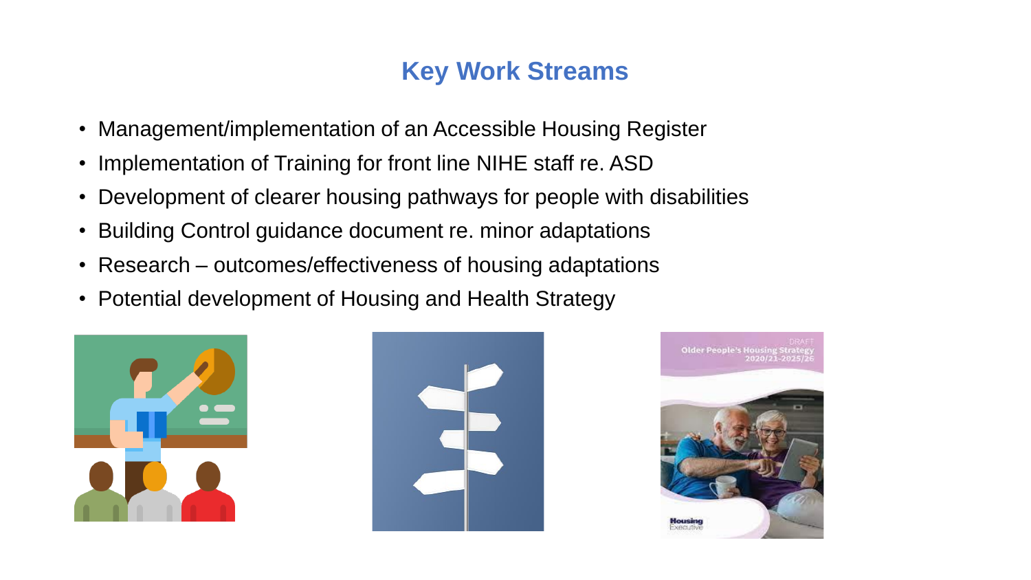## Key Work Streams

- Management/implementation of an Accessible Housing Register
- Implementation of Training for front line NIHE staff re. ASD
- Development of clearer housing pathways for people with disabilities
- Building Control guidance document re. minor adaptations
- Research – outcomes/effectiveness of housing adaptations
- Potential development of Housing and Health Strategy